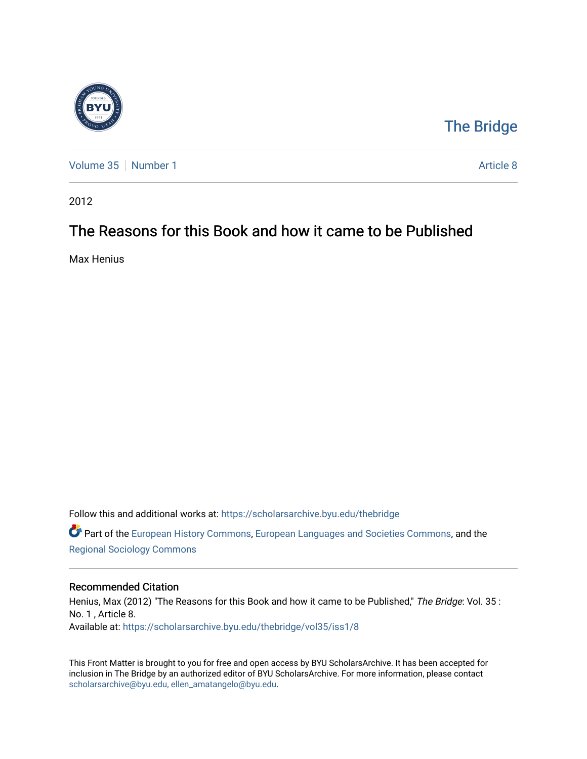The Bridge

Volume 35 | Number 1 | Article 8

2012

# The Reasons for this Book and how it came to be Published

Max Henius

Follow this and additional works at: https://scholarsarchive.byu.edu/thebridge

Part of the European History Commons, European Languages and Societies Commons, and the Regional Sociology Commons

## Recommended Citation

Henius, Max (2012) "The Reasons for this Book and how it came to be Published," *The Bridge*: Vol. 35 : No. 1 , Article 8.
Available at: https://scholarsarchive.byu.edu/thebridge/vol35/iss1/8

This Front Matter is brought to you for free and open access by BYU ScholarsArchive. It has been accepted for inclusion in The Bridge by an authorized editor of BYU ScholarsArchive. For more information, please contact scholarsarchive@byu.edu, ellen_amatangelo@byu.edu.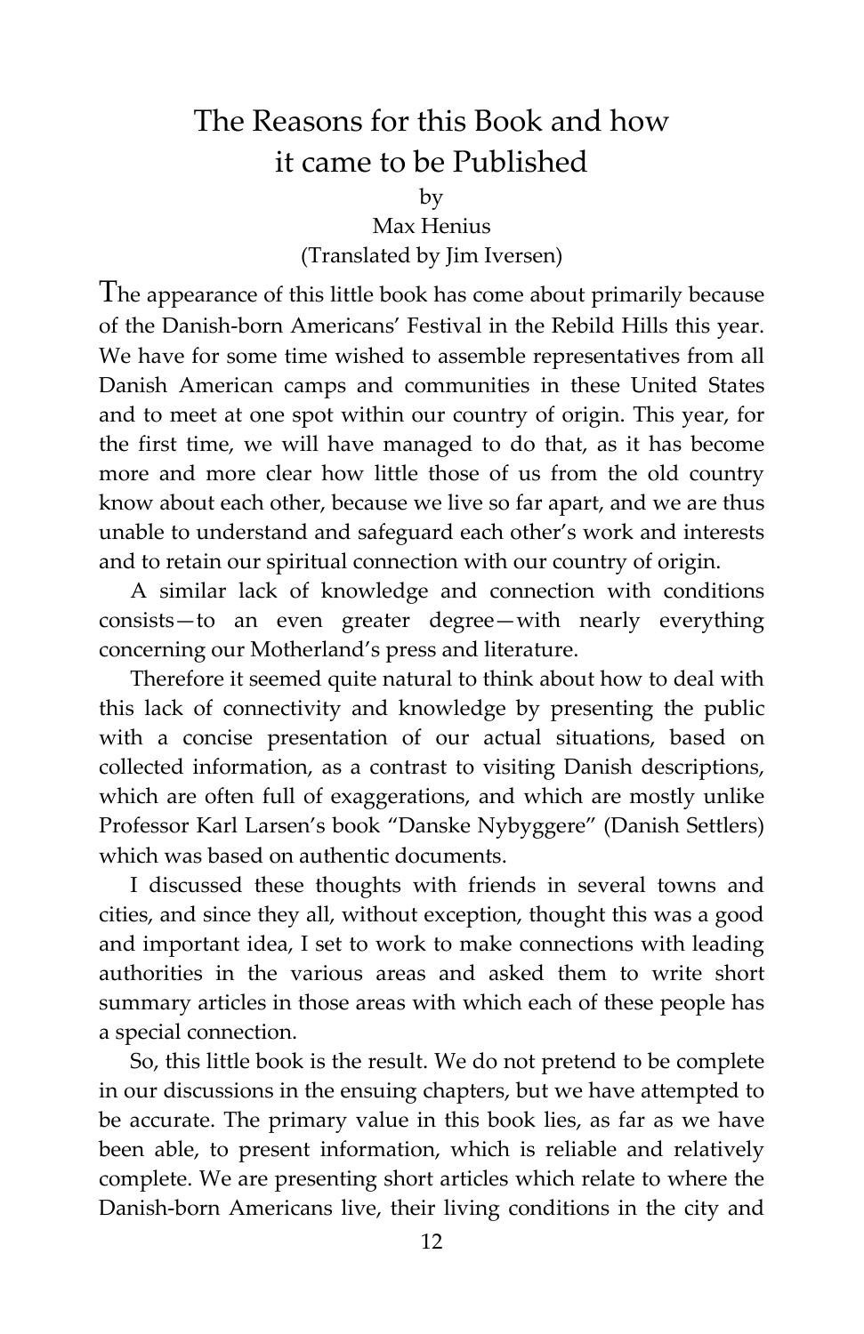# The Reasons for this Book and how it came to be Published

by

Max Henius

(Translated by Jim Iversen)

The appearance of this little book has come about primarily because of the Danish-born Americans' Festival in the Rebild Hills this year. We have for some time wished to assemble representatives from all Danish American camps and communities in these United States and to meet at one spot within our country of origin. This year, for the first time, we will have managed to do that, as it has become more and more clear how little those of us from the old country know about each other, because we live so far apart, and we are thus unable to understand and safeguard each other's work and interests and to retain our spiritual connection with our country of origin.

A similar lack of knowledge and connection with conditions consists—to an even greater degree—with nearly everything concerning our Motherland's press and literature.

Therefore it seemed quite natural to think about how to deal with this lack of connectivity and knowledge by presenting the public with a concise presentation of our actual situations, based on collected information, as a contrast to visiting Danish descriptions, which are often full of exaggerations, and which are mostly unlike Professor Karl Larsen's book "Danske Nybyggere" (Danish Settlers) which was based on authentic documents.

I discussed these thoughts with friends in several towns and cities, and since they all, without exception, thought this was a good and important idea, I set to work to make connections with leading authorities in the various areas and asked them to write short summary articles in those areas with which each of these people has a special connection.

So, this little book is the result. We do not pretend to be complete in our discussions in the ensuing chapters, but we have attempted to be accurate. The primary value in this book lies, as far as we have been able, to present information, which is reliable and relatively complete. We are presenting short articles which relate to where the Danish-born Americans live, their living conditions in the city and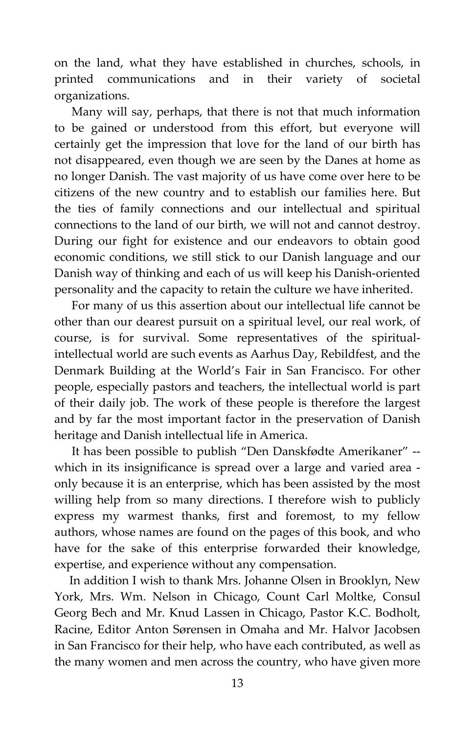on the land, what they have established in churches, schools, in printed communications and in their variety of societal organizations.

Many will say, perhaps, that there is not that much information to be gained or understood from this effort, but everyone will certainly get the impression that love for the land of our birth has not disappeared, even though we are seen by the Danes at home as no longer Danish. The vast majority of us have come over here to be citizens of the new country and to establish our families here. But the ties of family connections and our intellectual and spiritual connections to the land of our birth, we will not and cannot destroy. During our fight for existence and our endeavors to obtain good economic conditions, we still stick to our Danish language and our Danish way of thinking and each of us will keep his Danish-oriented personality and the capacity to retain the culture we have inherited.

For many of us this assertion about our intellectual life cannot be other than our dearest pursuit on a spiritual level, our real work, of course, is for survival. Some representatives of the spiritual-intellectual world are such events as Aarhus Day, Rebildfest, and the Denmark Building at the World's Fair in San Francisco. For other people, especially pastors and teachers, the intellectual world is part of their daily job. The work of these people is therefore the largest and by far the most important factor in the preservation of Danish heritage and Danish intellectual life in America.

It has been possible to publish "Den Danskfødte Amerikaner" -- which in its insignificance is spread over a large and varied area - only because it is an enterprise, which has been assisted by the most willing help from so many directions. I therefore wish to publicly express my warmest thanks, first and foremost, to my fellow authors, whose names are found on the pages of this book, and who have for the sake of this enterprise forwarded their knowledge, expertise, and experience without any compensation.

In addition I wish to thank Mrs. Johanne Olsen in Brooklyn, New York, Mrs. Wm. Nelson in Chicago, Count Carl Moltke, Consul Georg Bech and Mr. Knud Lassen in Chicago, Pastor K.C. Bodholt, Racine, Editor Anton Sørensen in Omaha and Mr. Halvor Jacobsen in San Francisco for their help, who have each contributed, as well as the many women and men across the country, who have given more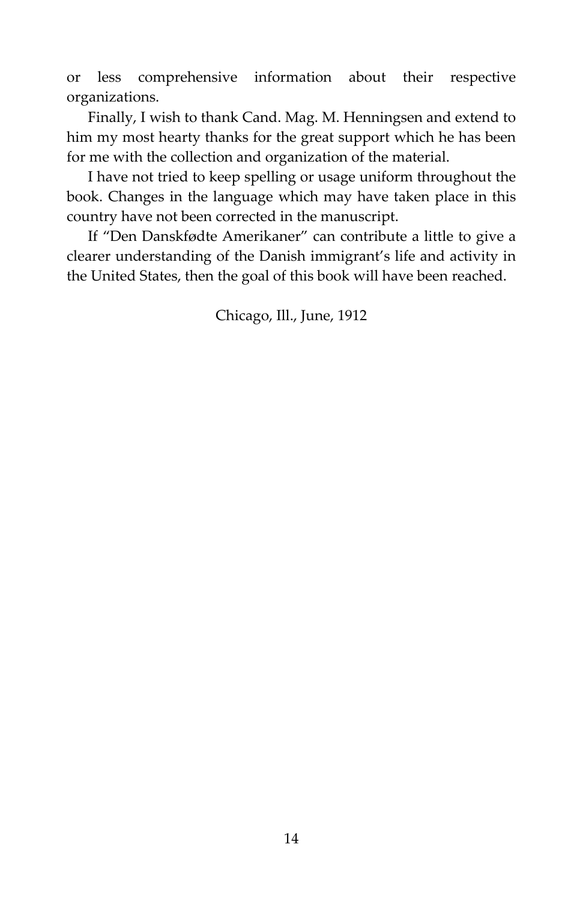or less comprehensive information about their respective organizations.

Finally, I wish to thank Cand. Mag. M. Henningsen and extend to him my most hearty thanks for the great support which he has been for me with the collection and organization of the material.

I have not tried to keep spelling or usage uniform throughout the book. Changes in the language which may have taken place in this country have not been corrected in the manuscript.

If "Den Danskfødte Amerikaner" can contribute a little to give a clearer understanding of the Danish immigrant's life and activity in the United States, then the goal of this book will have been reached.

Chicago, Ill., June, 1912